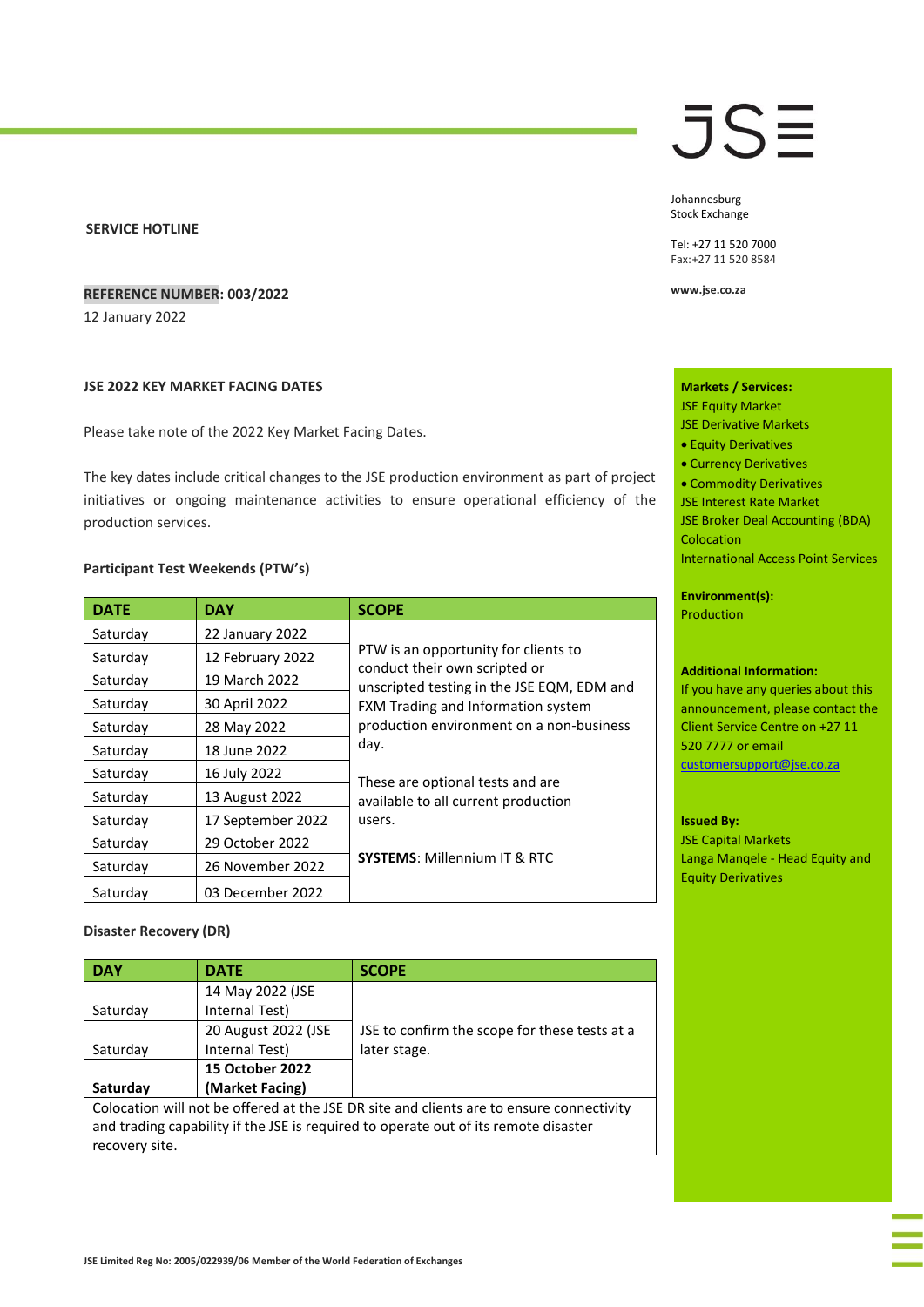JSE

Johannesburg
Stock Exchange

Tel: +27 11 520 7000
Fax:+27 11 520 8584

www.jse.co.za

**SERVICE HOTLINE**

**REFERENCE NUMBER: 003/2022**

12 January 2022

**Markets / Services:**
JSE Equity Market
JSE Derivative Markets
- Equity Derivatives
- Currency Derivatives
- Commodity Derivatives

JSE Interest Rate Market
JSE Broker Deal Accounting (BDA)
Colocation
International Access Point Services

**Environment(s):**
Production

**Additional Information:**
If you have any queries about this announcement, please contact the Client Service Centre on +27 11 520 7777 or email customersupport@jse.co.za

**Issued By:**
JSE Capital Markets
Langa Manqele - Head Equity and Equity Derivatives

## JSE 2022 KEY MARKET FACING DATES

Please take note of the 2022 Key Market Facing Dates.

The key dates include critical changes to the JSE production environment as part of project initiatives or ongoing maintenance activities to ensure operational efficiency of the production services.

### Participant Test Weekends (PTW's)

| DATE | DAY | SCOPE |
|---|---|---|
| Saturday | 22 January 2022 | PTW is an opportunity for clients to conduct their own scripted or unscripted testing in the JSE EQM, EDM and FXM Trading and Information system production environment on a non-business day.<br><br>These are optional tests and are available to all current production users.<br><br>**SYSTEMS**: Millennium IT & RTC |
| Saturday | 12 February 2022 | |
| Saturday | 19 March 2022 | |
| Saturday | 30 April 2022 | |
| Saturday | 28 May 2022 | |
| Saturday | 18 June 2022 | |
| Saturday | 16 July 2022 | |
| Saturday | 13 August 2022 | |
| Saturday | 17 September 2022 | |
| Saturday | 29 October 2022 | |
| Saturday | 26 November 2022 | |
| Saturday | 03 December 2022 | |

### Disaster Recovery (DR)

| DAY | DATE | SCOPE |
|---|---|---|
| Saturday | 14 May 2022 (JSE Internal Test) | JSE to confirm the scope for these tests at a later stage. |
| Saturday | 20 August 2022 (JSE Internal Test) | |
| **Saturday** | **15 October 2022 (Market Facing)** | |
| Colocation will not be offered at the JSE DR site and clients are to ensure connectivity and trading capability if the JSE is required to operate out of its remote disaster recovery site. | | |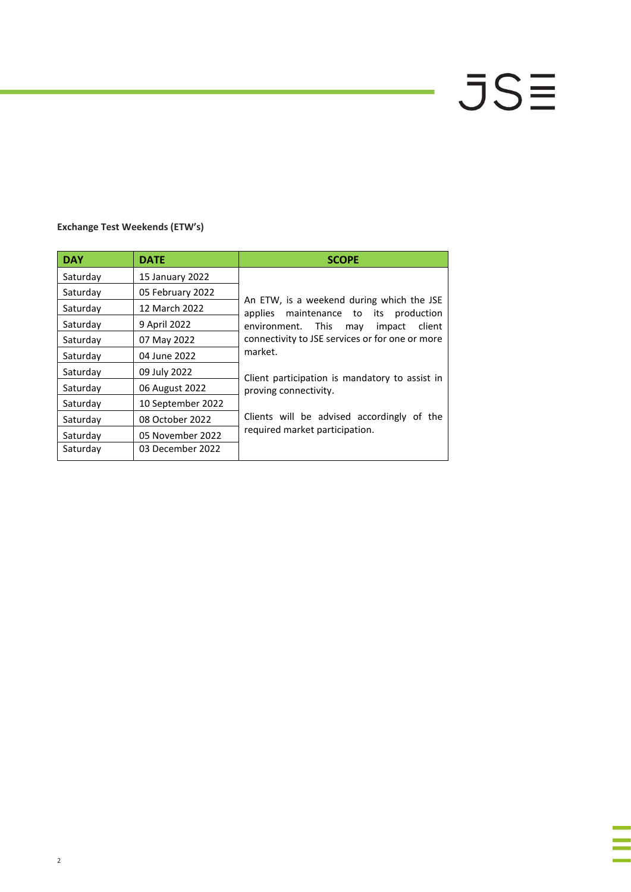**Exchange Test Weekends (ETW's)**

| DAY | DATE | SCOPE |
|---|---|---|
| Saturday | 15 January 2022 | An ETW, is a weekend during which the JSE applies maintenance to its production environment. This may impact client connectivity to JSE services or for one or more market.<br><br>Client participation is mandatory to assist in proving connectivity.<br><br>Clients will be advised accordingly of the required market participation. |
| Saturday | 05 February 2022 | |
| Saturday | 12 March 2022 | |
| Saturday | 9 April 2022 | |
| Saturday | 07 May 2022 | |
| Saturday | 04 June 2022 | |
| Saturday | 09 July 2022 | |
| Saturday | 06 August 2022 | |
| Saturday | 10 September 2022 | |
| Saturday | 08 October 2022 | |
| Saturday | 05 November 2022 | |
| Saturday | 03 December 2022 | |